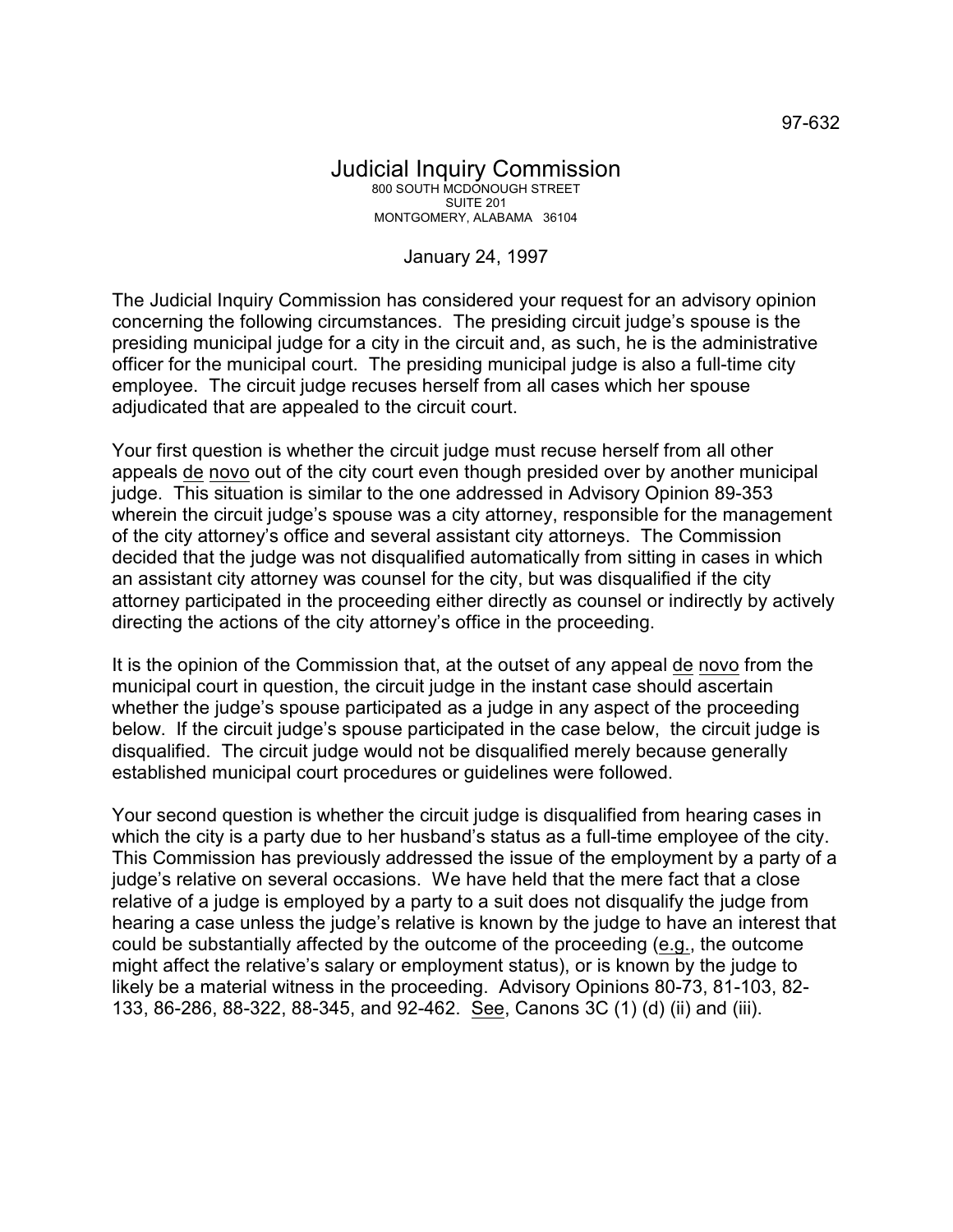97-632

# Judicial Inquiry Commission

800 SOUTH MCDONOUGH STREET
SUITE 201
MONTGOMERY, ALABAMA 36104

January 24, 1997

The Judicial Inquiry Commission has considered your request for an advisory opinion concerning the following circumstances. The presiding circuit judge's spouse is the presiding municipal judge for a city in the circuit and, as such, he is the administrative officer for the municipal court. The presiding municipal judge is also a full-time city employee. The circuit judge recuses herself from all cases which her spouse adjudicated that are appealed to the circuit court.

Your first question is whether the circuit judge must recuse herself from all other appeals de novo out of the city court even though presided over by another municipal judge. This situation is similar to the one addressed in Advisory Opinion 89-353 wherein the circuit judge's spouse was a city attorney, responsible for the management of the city attorney's office and several assistant city attorneys. The Commission decided that the judge was not disqualified automatically from sitting in cases in which an assistant city attorney was counsel for the city, but was disqualified if the city attorney participated in the proceeding either directly as counsel or indirectly by actively directing the actions of the city attorney's office in the proceeding.

It is the opinion of the Commission that, at the outset of any appeal de novo from the municipal court in question, the circuit judge in the instant case should ascertain whether the judge's spouse participated as a judge in any aspect of the proceeding below. If the circuit judge's spouse participated in the case below, the circuit judge is disqualified. The circuit judge would not be disqualified merely because generally established municipal court procedures or guidelines were followed.

Your second question is whether the circuit judge is disqualified from hearing cases in which the city is a party due to her husband's status as a full-time employee of the city. This Commission has previously addressed the issue of the employment by a party of a judge's relative on several occasions. We have held that the mere fact that a close relative of a judge is employed by a party to a suit does not disqualify the judge from hearing a case unless the judge's relative is known by the judge to have an interest that could be substantially affected by the outcome of the proceeding (e.g., the outcome might affect the relative's salary or employment status), or is known by the judge to likely be a material witness in the proceeding. Advisory Opinions 80-73, 81-103, 82-133, 86-286, 88-322, 88-345, and 92-462. See, Canons 3C (1) (d) (ii) and (iii).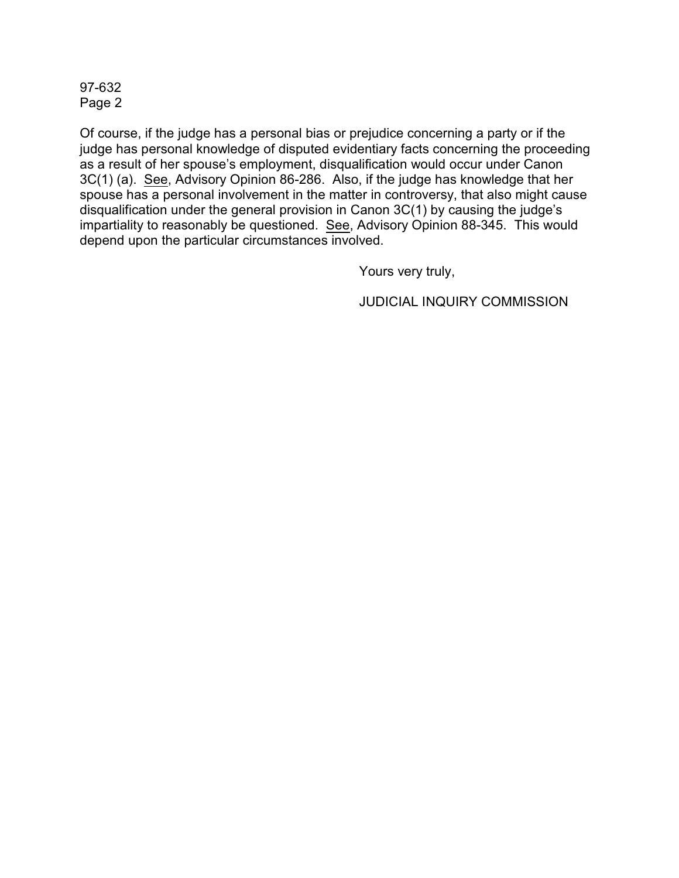Of course, if the judge has a personal bias or prejudice concerning a party or if the judge has personal knowledge of disputed evidentiary facts concerning the proceeding as a result of her spouse's employment, disqualification would occur under Canon 3C(1) (a). See, Advisory Opinion 86-286. Also, if the judge has knowledge that her spouse has a personal involvement in the matter in controversy, that also might cause disqualification under the general provision in Canon 3C(1) by causing the judge's impartiality to reasonably be questioned. See, Advisory Opinion 88-345. This would depend upon the particular circumstances involved.

Yours very truly,

JUDICIAL INQUIRY COMMISSION